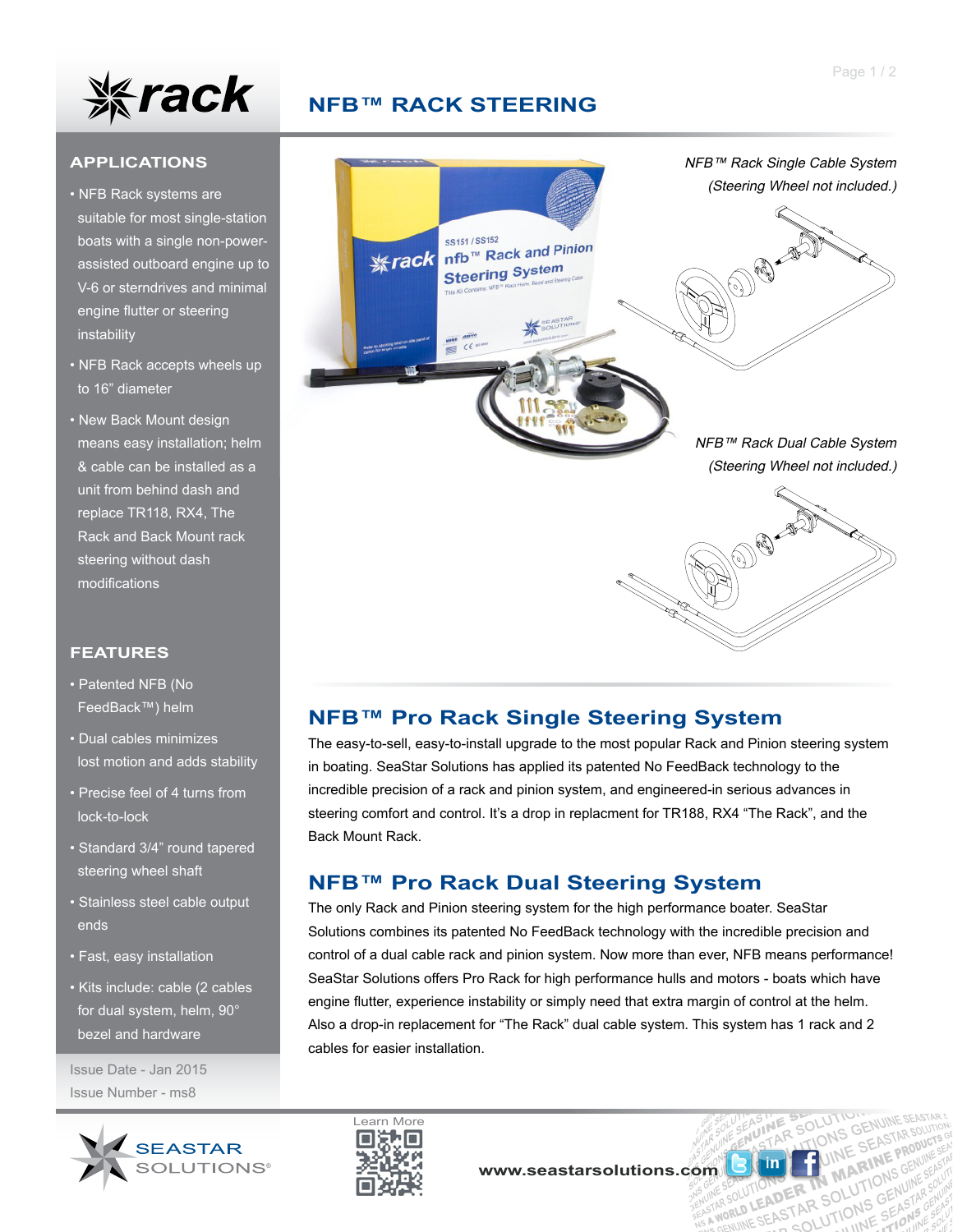# NFB™ RACK STEERING

## APPLICATIONS

- NFB Rack systems are suitable for most single-station boats with a single non-power-assisted outboard engine up to V-6 or sterndrives and minimal engine flutter or steering instability
- NFB Rack accepts wheels up to 16" diameter
- New Back Mount design means easy installation; helm & cable can be installed as a unit from behind dash and replace TR118, RX4, The Rack and Back Mount rack steering without dash modifications

## FEATURES

- Patented NFB (No FeedBack™) helm
- Dual cables minimizes lost motion and adds stability
- Precise feel of 4 turns from lock-to-lock
- Standard 3/4" round tapered steering wheel shaft
- Stainless steel cable output ends
- Fast, easy installation
- Kits include: cable (2 cables for dual system, helm, 90° bezel and hardware

Issue Date - Jan 2015
Issue Number - ms8

*NFB™ Rack Single Cable System (Steering Wheel not included.)*

*NFB™ Rack Dual Cable System (Steering Wheel not included.)*

## NFB™ Pro Rack Single Steering System

The easy-to-sell, easy-to-install upgrade to the most popular Rack and Pinion steering system in boating. SeaStar Solutions has applied its patented No FeedBack technology to the incredible precision of a rack and pinion system, and engineered-in serious advances in steering comfort and control. It's a drop in replacment for TR188, RX4 "The Rack", and the Back Mount Rack.

## NFB™ Pro Rack Dual Steering System

The only Rack and Pinion steering system for the high performance boater. SeaStar Solutions combines its patented No FeedBack technology with the incredible precision and control of a dual cable rack and pinion system. Now more than ever, NFB means performance! SeaStar Solutions offers Pro Rack for high performance hulls and motors - boats which have engine flutter, experience instability or simply need that extra margin of control at the helm. Also a drop-in replacement for "The Rack" dual cable system. This system has 1 rack and 2 cables for easier installation.

Learn More

www.seastarsolutions.com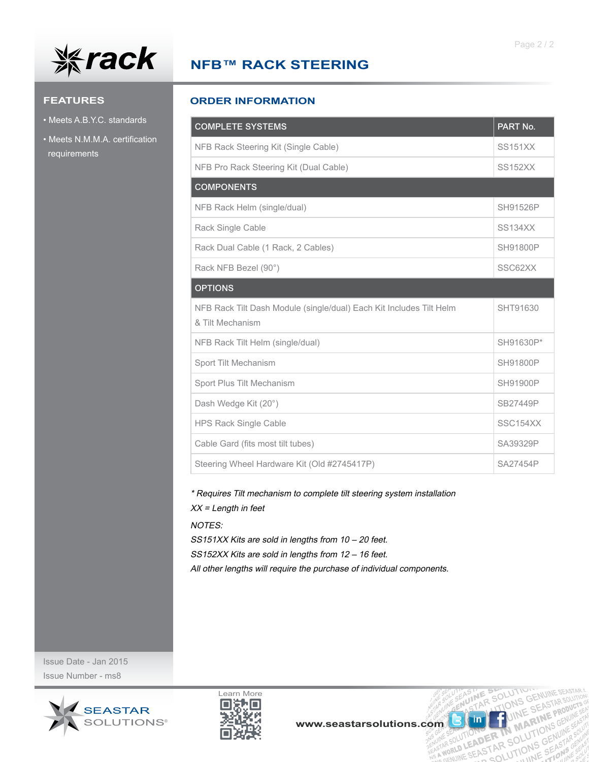# NFB™ RACK STEERING

## FEATURES

- Meets A.B.Y.C. standards
- Meets N.M.M.A. certification requirements

## ORDER INFORMATION

| COMPLETE SYSTEMS | PART No. |
|---|---|
| NFB Rack Steering Kit (Single Cable) | SS151XX |
| NFB Pro Rack Steering Kit (Dual Cable) | SS152XX |
| **COMPONENTS** | |
| NFB Rack Helm (single/dual) | SH91526P |
| Rack Single Cable | SS134XX |
| Rack Dual Cable (1 Rack, 2 Cables) | SH91800P |
| Rack NFB Bezel (90°) | SSC62XX |
| **OPTIONS** | |
| NFB Rack Tilt Dash Module (single/dual) Each Kit Includes Tilt Helm & Tilt Mechanism | SHT91630 |
| NFB Rack Tilt Helm (single/dual) | SH91630P* |
| Sport Tilt Mechanism | SH91800P |
| Sport Plus Tilt Mechanism | SH91900P |
| Dash Wedge Kit (20°) | SB27449P |
| HPS Rack Single Cable | SSC154XX |
| Cable Gard (fits most tilt tubes) | SA39329P |
| Steering Wheel Hardware Kit (Old #2745417P) | SA27454P |

*\* Requires Tilt mechanism to complete tilt steering system installation*

*XX = Length in feet*

*NOTES:*

*SS151XX Kits are sold in lengths from 10 – 20 feet.*

*SS152XX Kits are sold in lengths from 12 – 16 feet.*

*All other lengths will require the purchase of individual components.*

Issue Date - Jan 2015

Issue Number - ms8

SEASTAR SOLUTIONS®

Learn More

www.seastarsolutions.com